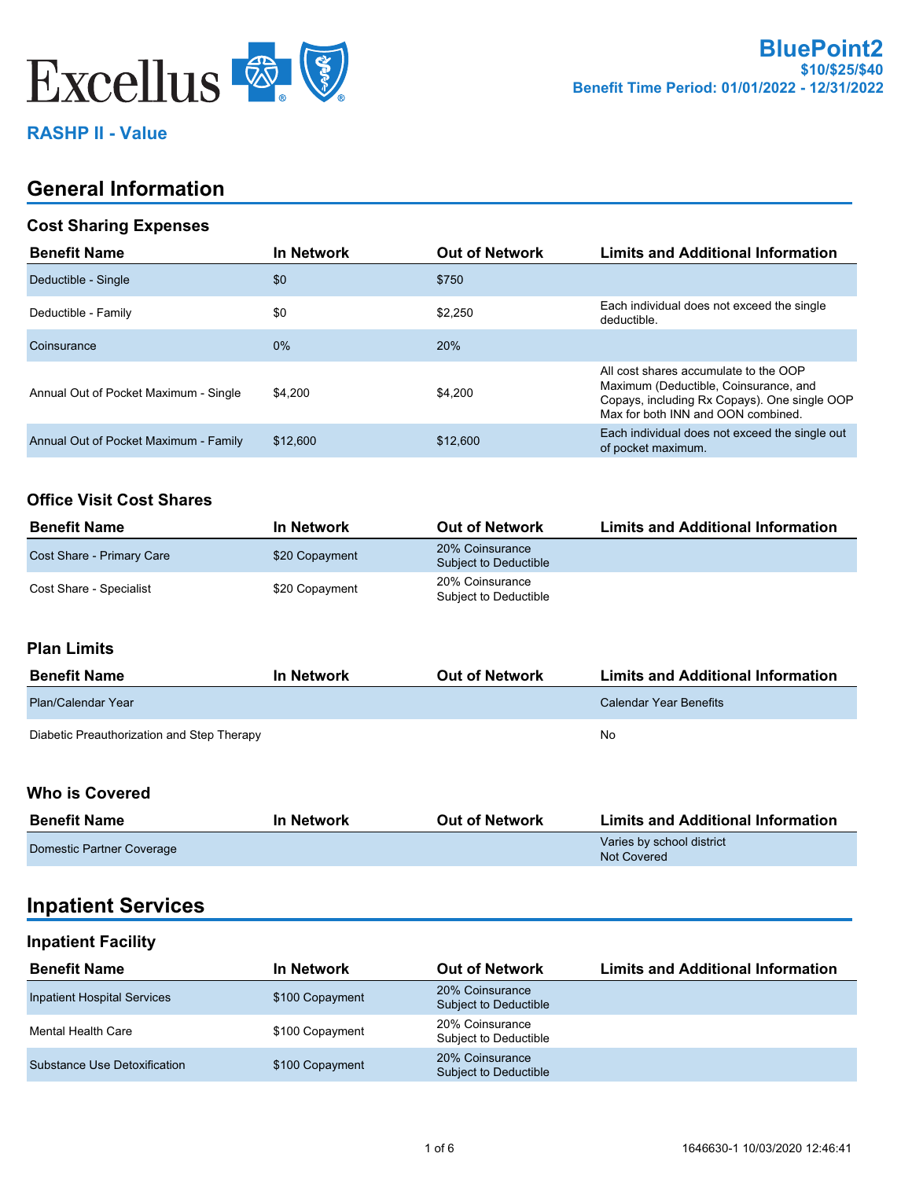Excellus

# BluePoint2

**$10/$25/$40**

**Benefit Time Period: 01/01/2022 - 12/31/2022**

**RASHP II - Value**

## General Information

### Cost Sharing Expenses

| Benefit Name | In Network | Out of Network | Limits and Additional Information |
|---|---|---|---|
| Deductible - Single | $0 | $750 | |
| Deductible - Family | $0 | $2,250 | Each individual does not exceed the single deductible. |
| Coinsurance | 0% | 20% | |
| Annual Out of Pocket Maximum - Single | $4,200 | $4,200 | All cost shares accumulate to the OOP Maximum (Deductible, Coinsurance, and Copays, including Rx Copays). One single OOP Max for both INN and OON combined. |
| Annual Out of Pocket Maximum - Family | $12,600 | $12,600 | Each individual does not exceed the single out of pocket maximum. |

### Office Visit Cost Shares

| Benefit Name | In Network | Out of Network | Limits and Additional Information |
|---|---|---|---|
| Cost Share - Primary Care | $20 Copayment | 20% Coinsurance Subject to Deductible | |
| Cost Share - Specialist | $20 Copayment | 20% Coinsurance Subject to Deductible | |

### Plan Limits

| Benefit Name | In Network | Out of Network | Limits and Additional Information |
|---|---|---|---|
| Plan/Calendar Year | | | Calendar Year Benefits |
| Diabetic Preauthorization and Step Therapy | | | No |

### Who is Covered

| Benefit Name | In Network | Out of Network | Limits and Additional Information |
|---|---|---|---|
| Domestic Partner Coverage | | | Varies by school district Not Covered |

## Inpatient Services

### Inpatient Facility

| Benefit Name | In Network | Out of Network | Limits and Additional Information |
|---|---|---|---|
| Inpatient Hospital Services | $100 Copayment | 20% Coinsurance Subject to Deductible | |
| Mental Health Care | $100 Copayment | 20% Coinsurance Subject to Deductible | |
| Substance Use Detoxification | $100 Copayment | 20% Coinsurance Subject to Deductible | |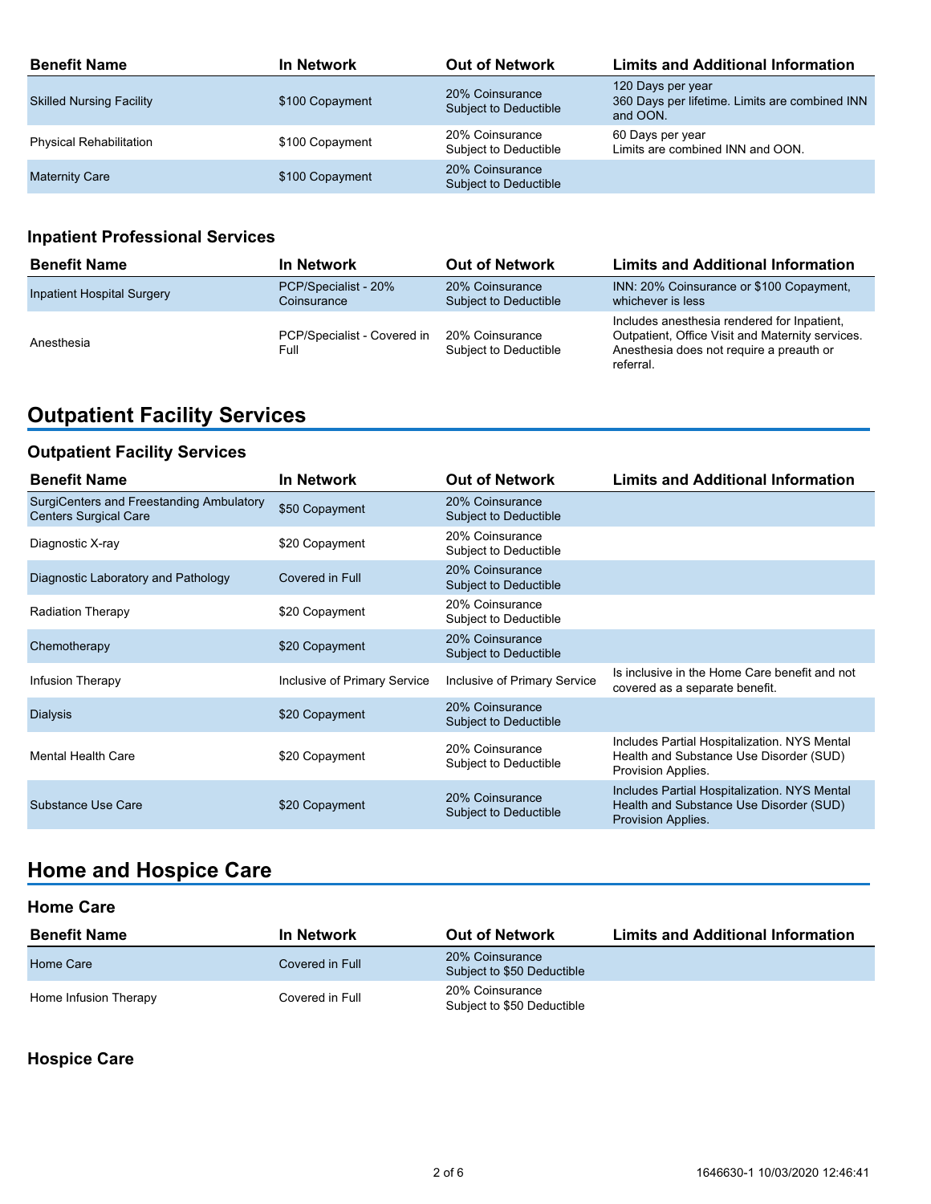| Benefit Name | In Network | Out of Network | Limits and Additional Information |
|---|---|---|---|
| Skilled Nursing Facility | $100 Copayment | 20% Coinsurance Subject to Deductible | 120 Days per year 360 Days per lifetime. Limits are combined INN and OON. |
| Physical Rehabilitation | $100 Copayment | 20% Coinsurance Subject to Deductible | 60 Days per year Limits are combined INN and OON. |
| Maternity Care | $100 Copayment | 20% Coinsurance Subject to Deductible | |

### Inpatient Professional Services

| Benefit Name | In Network | Out of Network | Limits and Additional Information |
|---|---|---|---|
| Inpatient Hospital Surgery | PCP/Specialist - 20% Coinsurance | 20% Coinsurance Subject to Deductible | INN: 20% Coinsurance or $100 Copayment, whichever is less |
| Anesthesia | PCP/Specialist - Covered in Full | 20% Coinsurance Subject to Deductible | Includes anesthesia rendered for Inpatient, Outpatient, Office Visit and Maternity services. Anesthesia does not require a preauth or referral. |

## Outpatient Facility Services

### Outpatient Facility Services

| Benefit Name | In Network | Out of Network | Limits and Additional Information |
|---|---|---|---|
| SurgiCenters and Freestanding Ambulatory Centers Surgical Care | $50 Copayment | 20% Coinsurance Subject to Deductible | |
| Diagnostic X-ray | $20 Copayment | 20% Coinsurance Subject to Deductible | |
| Diagnostic Laboratory and Pathology | Covered in Full | 20% Coinsurance Subject to Deductible | |
| Radiation Therapy | $20 Copayment | 20% Coinsurance Subject to Deductible | |
| Chemotherapy | $20 Copayment | 20% Coinsurance Subject to Deductible | |
| Infusion Therapy | Inclusive of Primary Service | Inclusive of Primary Service | Is inclusive in the Home Care benefit and not covered as a separate benefit. |
| Dialysis | $20 Copayment | 20% Coinsurance Subject to Deductible | |
| Mental Health Care | $20 Copayment | 20% Coinsurance Subject to Deductible | Includes Partial Hospitalization. NYS Mental Health and Substance Use Disorder (SUD) Provision Applies. |
| Substance Use Care | $20 Copayment | 20% Coinsurance Subject to Deductible | Includes Partial Hospitalization. NYS Mental Health and Substance Use Disorder (SUD) Provision Applies. |

## Home and Hospice Care

### Home Care

| Benefit Name | In Network | Out of Network | Limits and Additional Information |
|---|---|---|---|
| Home Care | Covered in Full | 20% Coinsurance Subject to $50 Deductible | |
| Home Infusion Therapy | Covered in Full | 20% Coinsurance Subject to $50 Deductible | |

### Hospice Care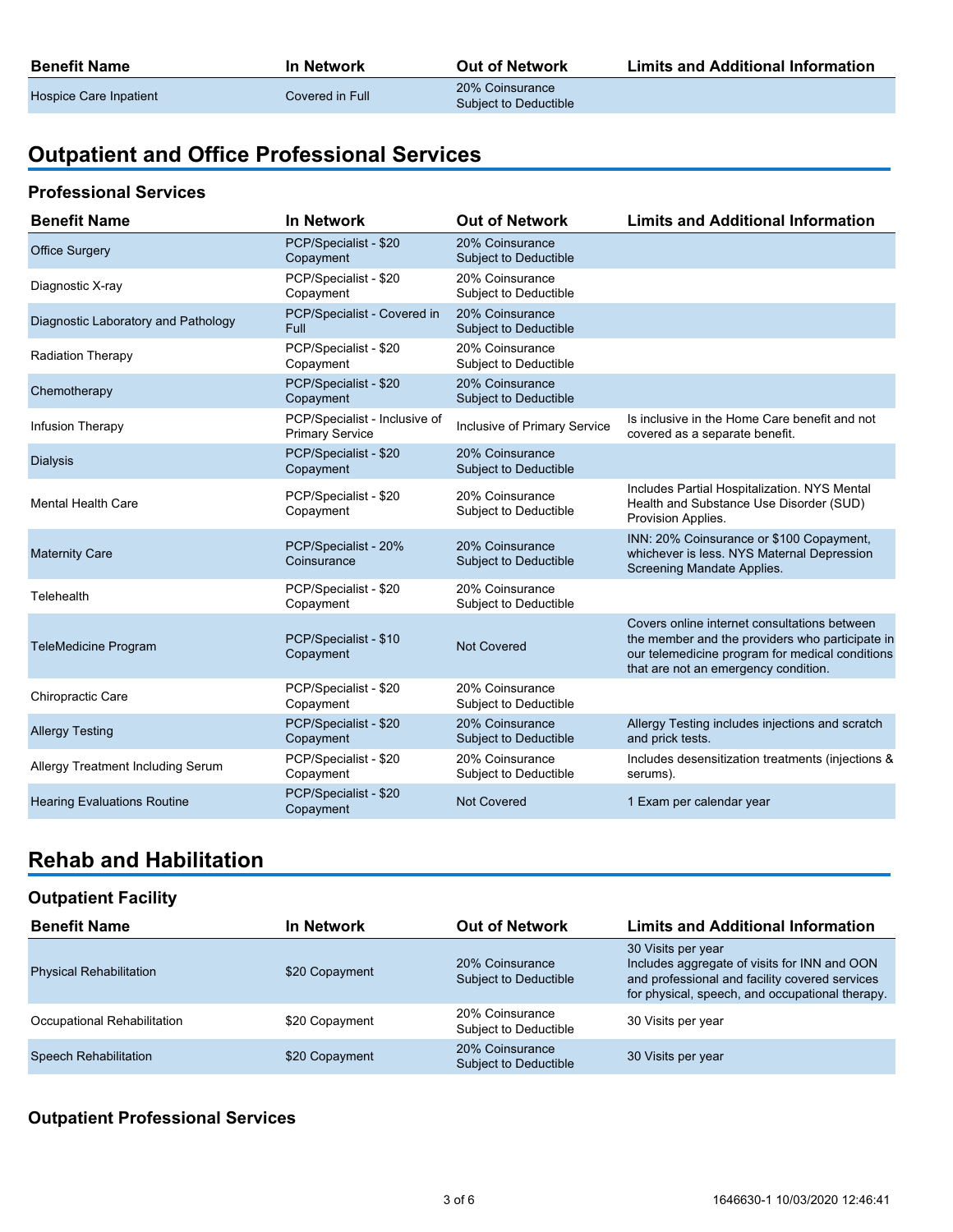| Benefit Name | In Network | Out of Network | Limits and Additional Information |
|---|---|---|---|
| Hospice Care Inpatient | Covered in Full | 20% Coinsurance Subject to Deductible | |

## Outpatient and Office Professional Services

### Professional Services

| Benefit Name | In Network | Out of Network | Limits and Additional Information |
|---|---|---|---|
| Office Surgery | PCP/Specialist - $20 Copayment | 20% Coinsurance Subject to Deductible | |
| Diagnostic X-ray | PCP/Specialist - $20 Copayment | 20% Coinsurance Subject to Deductible | |
| Diagnostic Laboratory and Pathology | PCP/Specialist - Covered in Full | 20% Coinsurance Subject to Deductible | |
| Radiation Therapy | PCP/Specialist - $20 Copayment | 20% Coinsurance Subject to Deductible | |
| Chemotherapy | PCP/Specialist - $20 Copayment | 20% Coinsurance Subject to Deductible | |
| Infusion Therapy | PCP/Specialist - Inclusive of Primary Service | Inclusive of Primary Service | Is inclusive in the Home Care benefit and not covered as a separate benefit. |
| Dialysis | PCP/Specialist - $20 Copayment | 20% Coinsurance Subject to Deductible | |
| Mental Health Care | PCP/Specialist - $20 Copayment | 20% Coinsurance Subject to Deductible | Includes Partial Hospitalization. NYS Mental Health and Substance Use Disorder (SUD) Provision Applies. |
| Maternity Care | PCP/Specialist - 20% Coinsurance | 20% Coinsurance Subject to Deductible | INN: 20% Coinsurance or $100 Copayment, whichever is less. NYS Maternal Depression Screening Mandate Applies. |
| Telehealth | PCP/Specialist - $20 Copayment | 20% Coinsurance Subject to Deductible | |
| TeleMedicine Program | PCP/Specialist - $10 Copayment | Not Covered | Covers online internet consultations between the member and the providers who participate in our telemedicine program for medical conditions that are not an emergency condition. |
| Chiropractic Care | PCP/Specialist - $20 Copayment | 20% Coinsurance Subject to Deductible | |
| Allergy Testing | PCP/Specialist - $20 Copayment | 20% Coinsurance Subject to Deductible | Allergy Testing includes injections and scratch and prick tests. |
| Allergy Treatment Including Serum | PCP/Specialist - $20 Copayment | 20% Coinsurance Subject to Deductible | Includes desensitization treatments (injections & serums). |
| Hearing Evaluations Routine | PCP/Specialist - $20 Copayment | Not Covered | 1 Exam per calendar year |

## Rehab and Habilitation

### Outpatient Facility

| Benefit Name | In Network | Out of Network | Limits and Additional Information |
|---|---|---|---|
| Physical Rehabilitation | $20 Copayment | 20% Coinsurance Subject to Deductible | 30 Visits per year<br>Includes aggregate of visits for INN and OON and professional and facility covered services for physical, speech, and occupational therapy. |
| Occupational Rehabilitation | $20 Copayment | 20% Coinsurance Subject to Deductible | 30 Visits per year |
| Speech Rehabilitation | $20 Copayment | 20% Coinsurance Subject to Deductible | 30 Visits per year |

### Outpatient Professional Services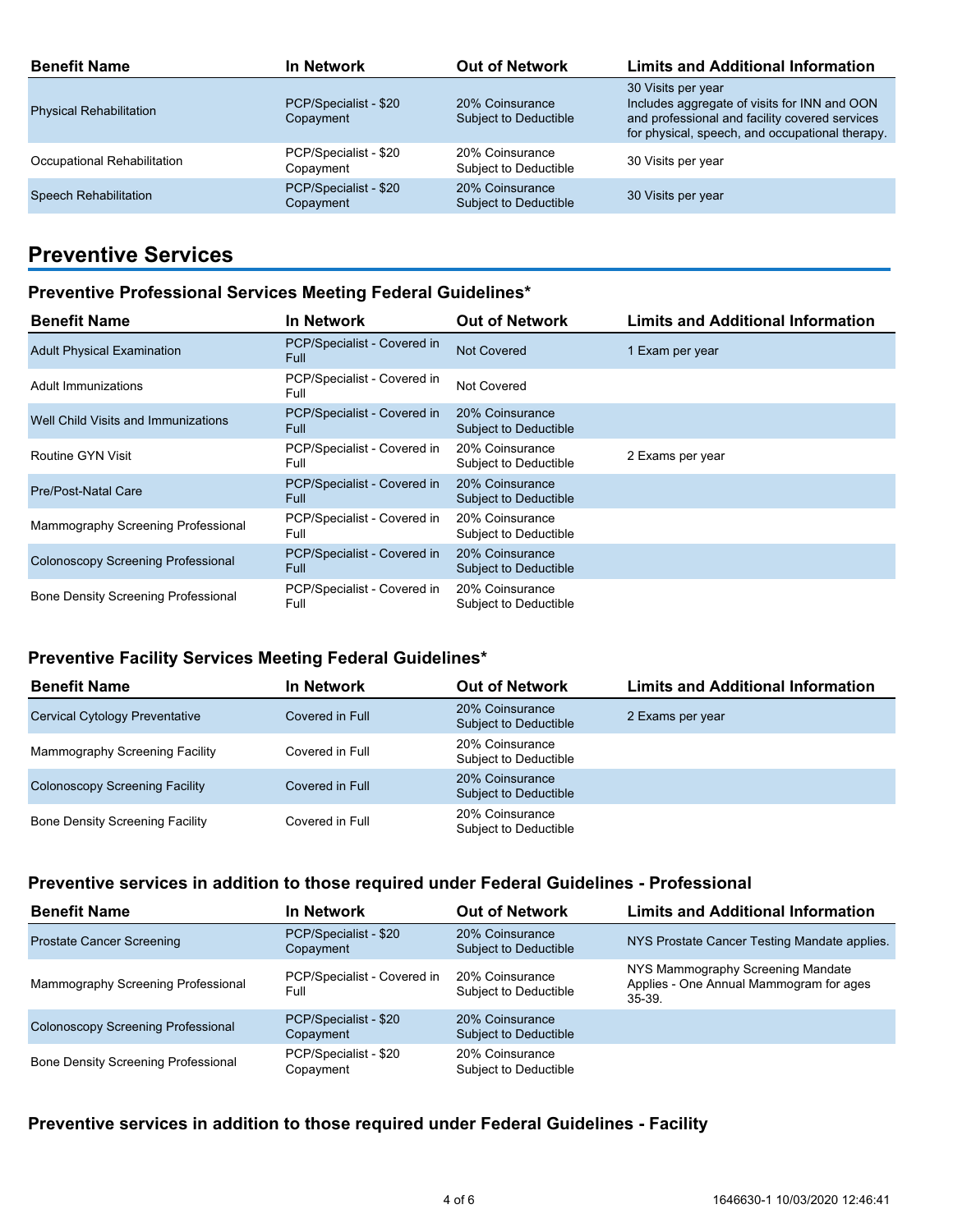| Benefit Name | In Network | Out of Network | Limits and Additional Information |
| --- | --- | --- | --- |
| Physical Rehabilitation | PCP/Specialist - $20 Copayment | 20% Coinsurance Subject to Deductible | 30 Visits per year Includes aggregate of visits for INN and OON and professional and facility covered services for physical, speech, and occupational therapy. |
| Occupational Rehabilitation | PCP/Specialist - $20 Copayment | 20% Coinsurance Subject to Deductible | 30 Visits per year |
| Speech Rehabilitation | PCP/Specialist - $20 Copayment | 20% Coinsurance Subject to Deductible | 30 Visits per year |

## Preventive Services

### Preventive Professional Services Meeting Federal Guidelines*

| Benefit Name | In Network | Out of Network | Limits and Additional Information |
| --- | --- | --- | --- |
| Adult Physical Examination | PCP/Specialist - Covered in Full | Not Covered | 1 Exam per year |
| Adult Immunizations | PCP/Specialist - Covered in Full | Not Covered | |
| Well Child Visits and Immunizations | PCP/Specialist - Covered in Full | 20% Coinsurance Subject to Deductible | |
| Routine GYN Visit | PCP/Specialist - Covered in Full | 20% Coinsurance Subject to Deductible | 2 Exams per year |
| Pre/Post-Natal Care | PCP/Specialist - Covered in Full | 20% Coinsurance Subject to Deductible | |
| Mammography Screening Professional | PCP/Specialist - Covered in Full | 20% Coinsurance Subject to Deductible | |
| Colonoscopy Screening Professional | PCP/Specialist - Covered in Full | 20% Coinsurance Subject to Deductible | |
| Bone Density Screening Professional | PCP/Specialist - Covered in Full | 20% Coinsurance Subject to Deductible | |

### Preventive Facility Services Meeting Federal Guidelines*

| Benefit Name | In Network | Out of Network | Limits and Additional Information |
| --- | --- | --- | --- |
| Cervical Cytology Preventative | Covered in Full | 20% Coinsurance Subject to Deductible | 2 Exams per year |
| Mammography Screening Facility | Covered in Full | 20% Coinsurance Subject to Deductible | |
| Colonoscopy Screening Facility | Covered in Full | 20% Coinsurance Subject to Deductible | |
| Bone Density Screening Facility | Covered in Full | 20% Coinsurance Subject to Deductible | |

### Preventive services in addition to those required under Federal Guidelines - Professional

| Benefit Name | In Network | Out of Network | Limits and Additional Information |
| --- | --- | --- | --- |
| Prostate Cancer Screening | PCP/Specialist - $20 Copayment | 20% Coinsurance Subject to Deductible | NYS Prostate Cancer Testing Mandate applies. |
| Mammography Screening Professional | PCP/Specialist - Covered in Full | 20% Coinsurance Subject to Deductible | NYS Mammography Screening Mandate Applies - One Annual Mammogram for ages 35-39. |
| Colonoscopy Screening Professional | PCP/Specialist - $20 Copayment | 20% Coinsurance Subject to Deductible | |
| Bone Density Screening Professional | PCP/Specialist - $20 Copayment | 20% Coinsurance Subject to Deductible | |

### Preventive services in addition to those required under Federal Guidelines - Facility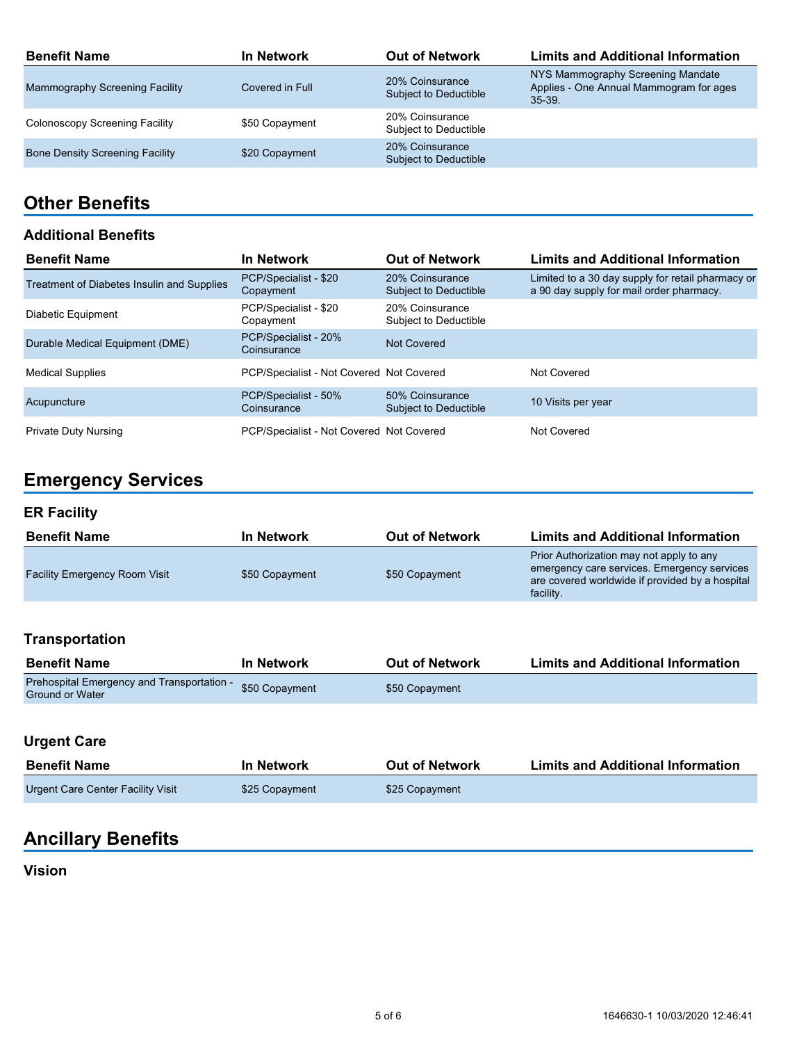| Benefit Name | In Network | Out of Network | Limits and Additional Information |
|---|---|---|---|
| Mammography Screening Facility | Covered in Full | 20% Coinsurance Subject to Deductible | NYS Mammography Screening Mandate Applies - One Annual Mammogram for ages 35-39. |
| Colonoscopy Screening Facility | $50 Copayment | 20% Coinsurance Subject to Deductible | |
| Bone Density Screening Facility | $20 Copayment | 20% Coinsurance Subject to Deductible | |

## Other Benefits

### Additional Benefits

| Benefit Name | In Network | Out of Network | Limits and Additional Information |
|---|---|---|---|
| Treatment of Diabetes Insulin and Supplies | PCP/Specialist - $20 Copayment | 20% Coinsurance Subject to Deductible | Limited to a 30 day supply for retail pharmacy or a 90 day supply for mail order pharmacy. |
| Diabetic Equipment | PCP/Specialist - $20 Copayment | 20% Coinsurance Subject to Deductible | |
| Durable Medical Equipment (DME) | PCP/Specialist - 20% Coinsurance | Not Covered | |
| Medical Supplies | PCP/Specialist - Not Covered | Not Covered | Not Covered |
| Acupuncture | PCP/Specialist - 50% Coinsurance | 50% Coinsurance Subject to Deductible | 10 Visits per year |
| Private Duty Nursing | PCP/Specialist - Not Covered | Not Covered | Not Covered |

## Emergency Services

### ER Facility

| Benefit Name | In Network | Out of Network | Limits and Additional Information |
|---|---|---|---|
| Facility Emergency Room Visit | $50 Copayment | $50 Copayment | Prior Authorization may not apply to any emergency care services. Emergency services are covered worldwide if provided by a hospital facility. |

### Transportation

| Benefit Name | In Network | Out of Network | Limits and Additional Information |
|---|---|---|---|
| Prehospital Emergency and Transportation - Ground or Water | $50 Copayment | $50 Copayment | |

### Urgent Care

| Benefit Name | In Network | Out of Network | Limits and Additional Information |
|---|---|---|---|
| Urgent Care Center Facility Visit | $25 Copayment | $25 Copayment | |

## Ancillary Benefits

### Vision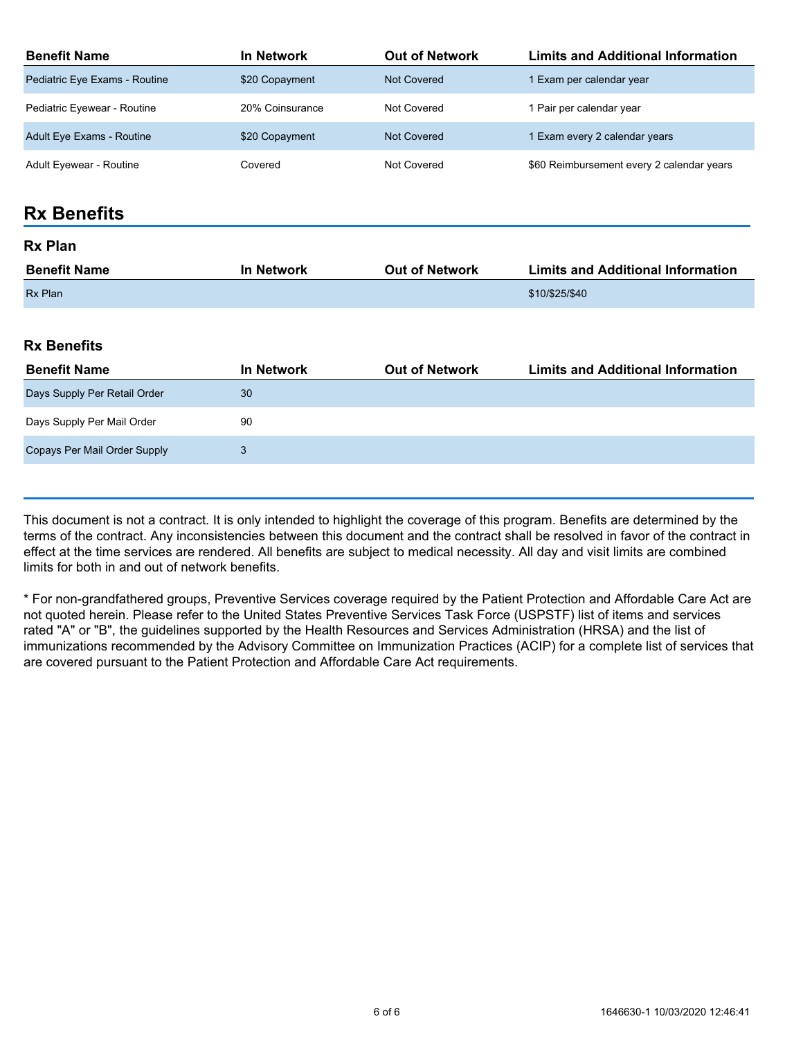| Benefit Name | In Network | Out of Network | Limits and Additional Information |
|---|---|---|---|
| Pediatric Eye Exams - Routine | $20 Copayment | Not Covered | 1 Exam per calendar year |
| Pediatric Eyewear - Routine | 20% Coinsurance | Not Covered | 1 Pair per calendar year |
| Adult Eye Exams - Routine | $20 Copayment | Not Covered | 1 Exam every 2 calendar years |
| Adult Eyewear - Routine | Covered | Not Covered | $60 Reimbursement every 2 calendar years |

## Rx Benefits

### Rx Plan

| Benefit Name | In Network | Out of Network | Limits and Additional Information |
|---|---|---|---|
| Rx Plan | | | $10/$25/$40 |

### Rx Benefits

| Benefit Name | In Network | Out of Network | Limits and Additional Information |
|---|---|---|---|
| Days Supply Per Retail Order | 30 | | |
| Days Supply Per Mail Order | 90 | | |
| Copays Per Mail Order Supply | 3 | | |

This document is not a contract. It is only intended to highlight the coverage of this program. Benefits are determined by the terms of the contract. Any inconsistencies between this document and the contract shall be resolved in favor of the contract in effect at the time services are rendered. All benefits are subject to medical necessity. All day and visit limits are combined limits for both in and out of network benefits.

* For non-grandfathered groups, Preventive Services coverage required by the Patient Protection and Affordable Care Act are not quoted herein. Please refer to the United States Preventive Services Task Force (USPSTF) list of items and services rated "A" or "B", the guidelines supported by the Health Resources and Services Administration (HRSA) and the list of immunizations recommended by the Advisory Committee on Immunization Practices (ACIP) for a complete list of services that are covered pursuant to the Patient Protection and Affordable Care Act requirements.

1646630-1 10/03/2020 12:46:41